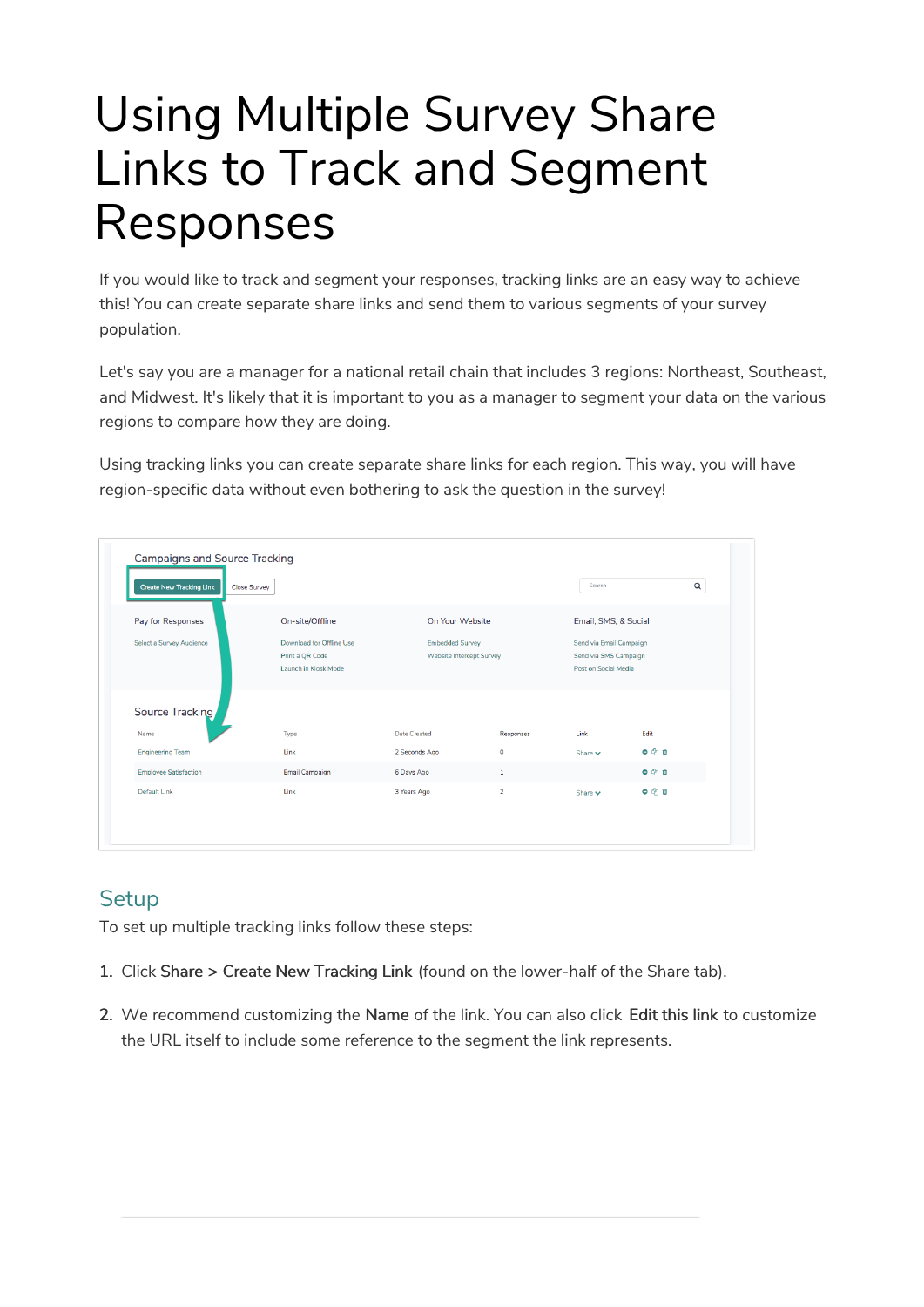# Using Multiple Survey Share Links to Track and Segment Responses

If you would like to track and segment your responses, tracking links are an easy way to achieve this! You can create separate share links and send them to various segments of your survey population.

Let's say you are a manager for a national retail chain that includes 3 regions: Northeast, Southeast, and Midwest. It's likely that it is important to you as a manager to segment your data on the various regions to compare how they are doing.

Using tracking links you can create separate share links for each region. This way, you will have region-specific data without even bothering to ask the question in the survey!

## Setup

To set up multiple tracking links follow these steps:

1. Click **Share** > **Create New Tracking Link** (found on the lower-half of the Share tab).
2. We recommend customizing the **Name** of the link. You can also click **Edit this link** to customize the URL itself to include some reference to the segment the link represents.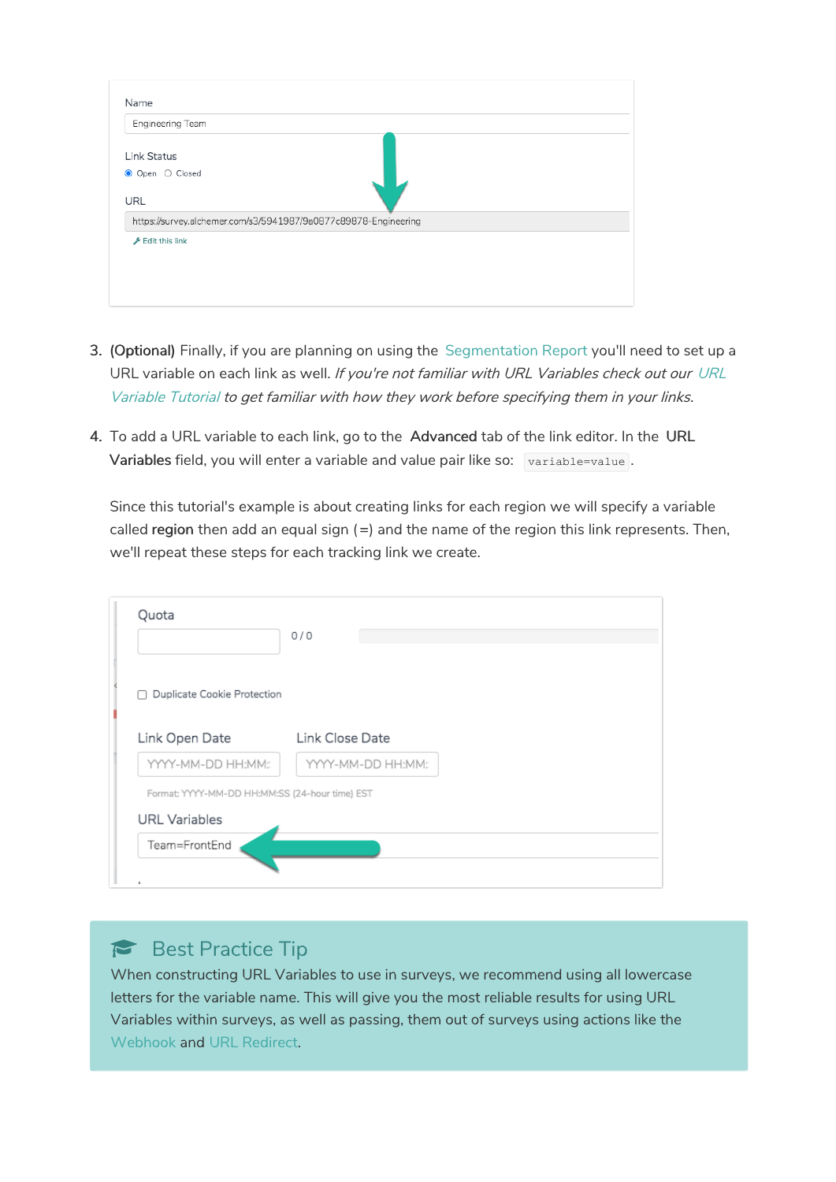Name

Engineering Team

Link Status

Open Closed

URL

https://survey.alchemer.com/s3/5941987/9a0877c89878-Engineering

Edit this link

3. **(Optional)** Finally, if you are planning on using the Segmentation Report you'll need to set up a URL variable on each link as well. *If you're not familiar with URL Variables check out our URL Variable Tutorial to get familiar with how they work before specifying them in your links.*

4. To add a URL variable to each link, go to the **Advanced** tab of the link editor. In the **URL Variables** field, you will enter a variable and value pair like so: `variable=value`.

   Since this tutorial's example is about creating links for each region we will specify a variable called **region** then add an equal sign (=) and the name of the region this link represents. Then, we'll repeat these steps for each tracking link we create.

Quota

0 / 0

Duplicate Cookie Protection

Link Open Date

Link Close Date

YYYY-MM-DD HH:MM:

YYYY-MM-DD HH:MM:

Format: YYYY-MM-DD HH:MM:SS (24-hour time) EST

URL Variables

Team=FrontEnd

## Best Practice Tip

When constructing URL Variables to use in surveys, we recommend using all lowercase letters for the variable name. This will give you the most reliable results for using URL Variables within surveys, as well as passing, them out of surveys using actions like the Webhook and URL Redirect.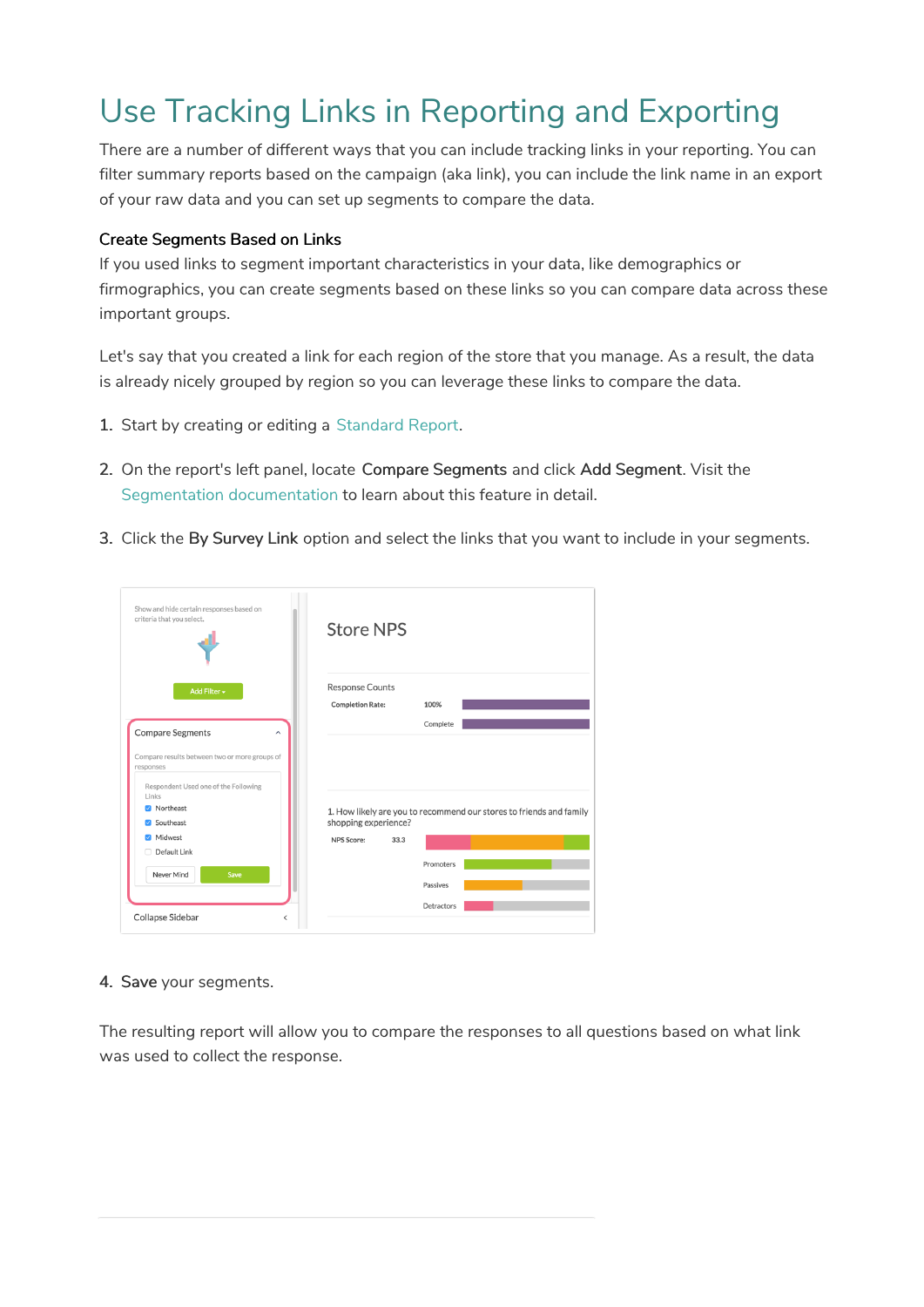# Use Tracking Links in Reporting and Exporting

There are a number of different ways that you can include tracking links in your reporting. You can filter summary reports based on the campaign (aka link), you can include the link name in an export of your raw data and you can set up segments to compare the data.

### Create Segments Based on Links

If you used links to segment important characteristics in your data, like demographics or firmographics, you can create segments based on these links so you can compare data across these important groups.

Let's say that you created a link for each region of the store that you manage. As a result, the data is already nicely grouped by region so you can leverage these links to compare the data.

1. Start by creating or editing a Standard Report.
2. On the report's left panel, locate **Compare Segments** and click **Add Segment**. Visit the Segmentation documentation to learn about this feature in detail.
3. Click the **By Survey Link** option and select the links that you want to include in your segments.

4. **Save** your segments.

The resulting report will allow you to compare the responses to all questions based on what link was used to collect the response.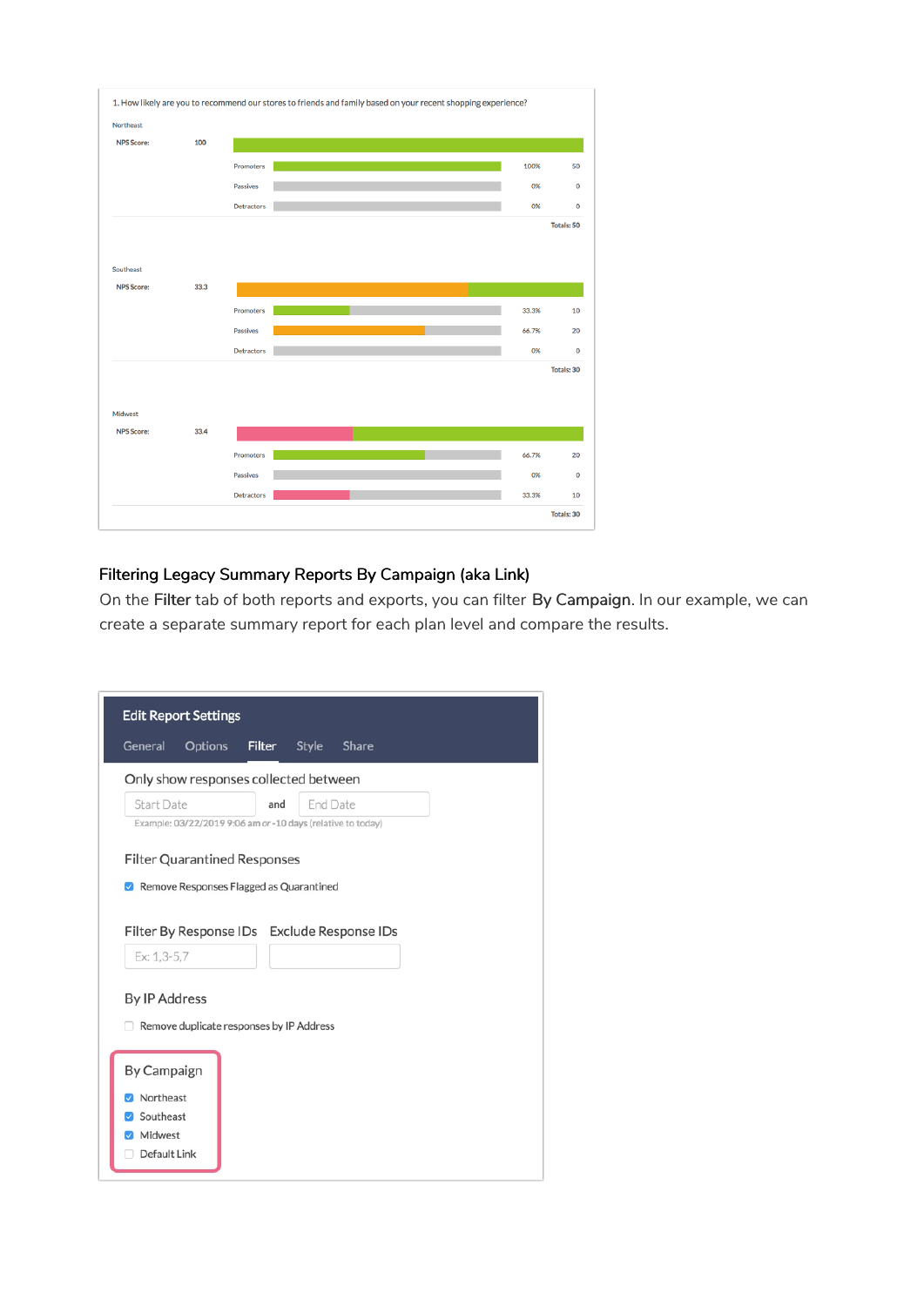1. How likely are you to recommend our stores to friends and family based on your recent shopping experience?

Northeast

NPS Score: 100

| | | |
|---|---|---|
| Promoters | 100% | 50 |
| Passives | 0% | 0 |
| Detractors | 0% | 0 |
| | | Totals: 50 |

Southeast

NPS Score: 33.3

| | | |
|---|---|---|
| Promoters | 33.3% | 10 |
| Passives | 66.7% | 20 |
| Detractors | 0% | 0 |
| | | Totals: 30 |

Midwest

NPS Score: 33.4

| | | |
|---|---|---|
| Promoters | 66.7% | 20 |
| Passives | 0% | 0 |
| Detractors | 33.3% | 10 |
| | | Totals: 30 |

### Filtering Legacy Summary Reports By Campaign (aka Link)

On the **Filter** tab of both reports and exports, you can filter **By Campaign**. In our example, we can create a separate summary report for each plan level and compare the results.

**Edit Report Settings**

General | Options | **Filter** | Style | Share

Only show responses collected between

Start Date and End Date

Example: 03/22/2019 9:06 am or -10 days (relative to today)

Filter Quarantined Responses

- [x] Remove Responses Flagged as Quarantined

Filter By Response IDs: Ex: 1,3-5,7

Exclude Response IDs

By IP Address

- [ ] Remove duplicate responses by IP Address

By Campaign

- [x] Northeast
- [x] Southeast
- [x] Midwest
- [ ] Default Link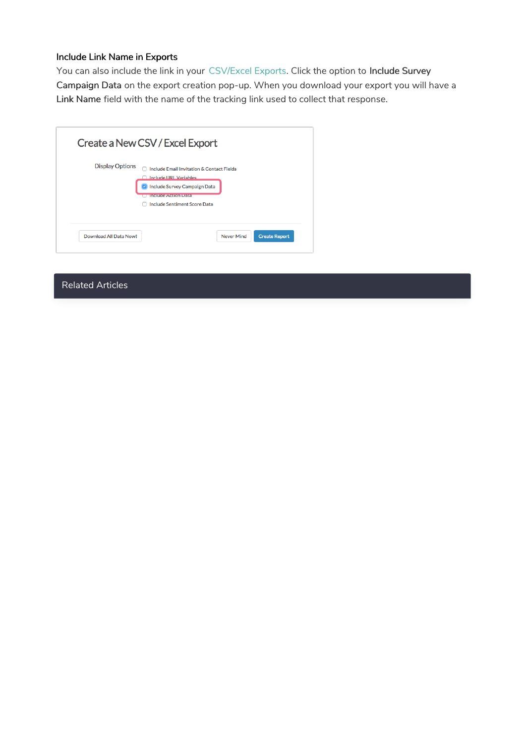### Include Link Name in Exports

You can also include the link in your CSV/Excel Exports. Click the option to **Include Survey Campaign Data** on the export creation pop-up. When you download your export you will have a **Link Name** field with the name of the tracking link used to collect that response.

Create a New CSV / Excel Export

Display Options

Include Email Invitation & Contact Fields

Include URL Variables

Include Survey Campaign Data

Include Action Data

Include Sentiment Score Data

Download All Data Now!

Never Mind

Create Report

Related Articles